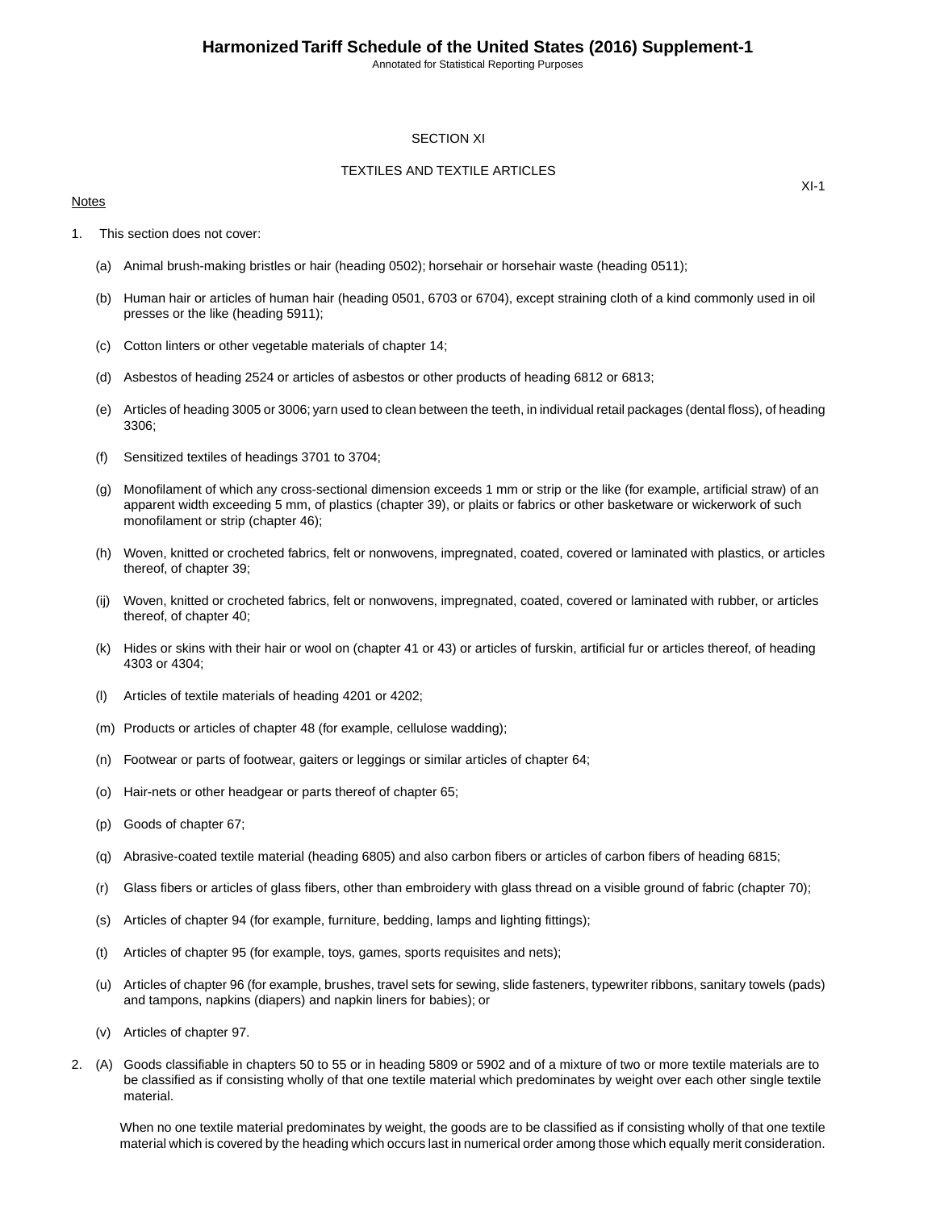## SECTION XI

## TEXTILES AND TEXTILE ARTICLES

Notes

1. This section does not cover:

   (a) Animal brush-making bristles or hair (heading 0502); horsehair or horsehair waste (heading 0511);

   (b) Human hair or articles of human hair (heading 0501, 6703 or 6704), except straining cloth of a kind commonly used in oil presses or the like (heading 5911);

   (c) Cotton linters or other vegetable materials of chapter 14;

   (d) Asbestos of heading 2524 or articles of asbestos or other products of heading 6812 or 6813;

   (e) Articles of heading 3005 or 3006; yarn used to clean between the teeth, in individual retail packages (dental floss), of heading 3306;

   (f) Sensitized textiles of headings 3701 to 3704;

   (g) Monofilament of which any cross-sectional dimension exceeds 1 mm or strip or the like (for example, artificial straw) of an apparent width exceeding 5 mm, of plastics (chapter 39), or plaits or fabrics or other basketware or wickerwork of such monofilament or strip (chapter 46);

   (h) Woven, knitted or crocheted fabrics, felt or nonwovens, impregnated, coated, covered or laminated with plastics, or articles thereof, of chapter 39;

   (ij) Woven, knitted or crocheted fabrics, felt or nonwovens, impregnated, coated, covered or laminated with rubber, or articles thereof, of chapter 40;

   (k) Hides or skins with their hair or wool on (chapter 41 or 43) or articles of furskin, artificial fur or articles thereof, of heading 4303 or 4304;

   (l) Articles of textile materials of heading 4201 or 4202;

   (m) Products or articles of chapter 48 (for example, cellulose wadding);

   (n) Footwear or parts of footwear, gaiters or leggings or similar articles of chapter 64;

   (o) Hair-nets or other headgear or parts thereof of chapter 65;

   (p) Goods of chapter 67;

   (q) Abrasive-coated textile material (heading 6805) and also carbon fibers or articles of carbon fibers of heading 6815;

   (r) Glass fibers or articles of glass fibers, other than embroidery with glass thread on a visible ground of fabric (chapter 70);

   (s) Articles of chapter 94 (for example, furniture, bedding, lamps and lighting fittings);

   (t) Articles of chapter 95 (for example, toys, games, sports requisites and nets);

   (u) Articles of chapter 96 (for example, brushes, travel sets for sewing, slide fasteners, typewriter ribbons, sanitary towels (pads) and tampons, napkins (diapers) and napkin liners for babies); or

   (v) Articles of chapter 97.

2. (A) Goods classifiable in chapters 50 to 55 or in heading 5809 or 5902 and of a mixture of two or more textile materials are to be classified as if consisting wholly of that one textile material which predominates by weight over each other single textile material.

   When no one textile material predominates by weight, the goods are to be classified as if consisting wholly of that one textile material which is covered by the heading which occurs last in numerical order among those which equally merit consideration.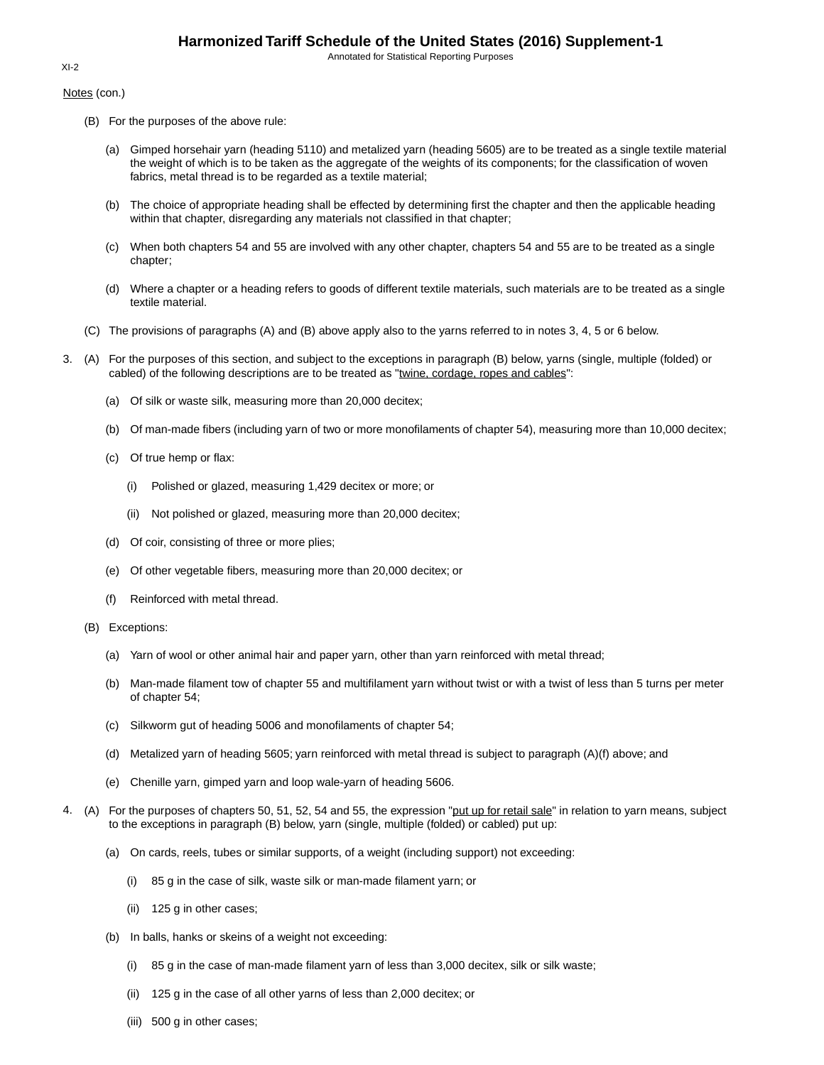Notes (con.)

(B) For the purposes of the above rule:

(a) Gimped horsehair yarn (heading 5110) and metalized yarn (heading 5605) are to be treated as a single textile material the weight of which is to be taken as the aggregate of the weights of its components; for the classification of woven fabrics, metal thread is to be regarded as a textile material;

(b) The choice of appropriate heading shall be effected by determining first the chapter and then the applicable heading within that chapter, disregarding any materials not classified in that chapter;

(c) When both chapters 54 and 55 are involved with any other chapter, chapters 54 and 55 are to be treated as a single chapter;

(d) Where a chapter or a heading refers to goods of different textile materials, such materials are to be treated as a single textile material.

(C) The provisions of paragraphs (A) and (B) above apply also to the yarns referred to in notes 3, 4, 5 or 6 below.

3. (A) For the purposes of this section, and subject to the exceptions in paragraph (B) below, yarns (single, multiple (folded) or cabled) of the following descriptions are to be treated as "twine, cordage, ropes and cables":

(a) Of silk or waste silk, measuring more than 20,000 decitex;

(b) Of man-made fibers (including yarn of two or more monofilaments of chapter 54), measuring more than 10,000 decitex;

(c) Of true hemp or flax:

(i) Polished or glazed, measuring 1,429 decitex or more; or

(ii) Not polished or glazed, measuring more than 20,000 decitex;

(d) Of coir, consisting of three or more plies;

(e) Of other vegetable fibers, measuring more than 20,000 decitex; or

(f) Reinforced with metal thread.

(B) Exceptions:

(a) Yarn of wool or other animal hair and paper yarn, other than yarn reinforced with metal thread;

(b) Man-made filament tow of chapter 55 and multifilament yarn without twist or with a twist of less than 5 turns per meter of chapter 54;

(c) Silkworm gut of heading 5006 and monofilaments of chapter 54;

(d) Metalized yarn of heading 5605; yarn reinforced with metal thread is subject to paragraph (A)(f) above; and

(e) Chenille yarn, gimped yarn and loop wale-yarn of heading 5606.

4. (A) For the purposes of chapters 50, 51, 52, 54 and 55, the expression "put up for retail sale" in relation to yarn means, subject to the exceptions in paragraph (B) below, yarn (single, multiple (folded) or cabled) put up:

(a) On cards, reels, tubes or similar supports, of a weight (including support) not exceeding:

(i) 85 g in the case of silk, waste silk or man-made filament yarn; or

(ii) 125 g in other cases;

(b) In balls, hanks or skeins of a weight not exceeding:

(i) 85 g in the case of man-made filament yarn of less than 3,000 decitex, silk or silk waste;

(ii) 125 g in the case of all other yarns of less than 2,000 decitex; or

(iii) 500 g in other cases;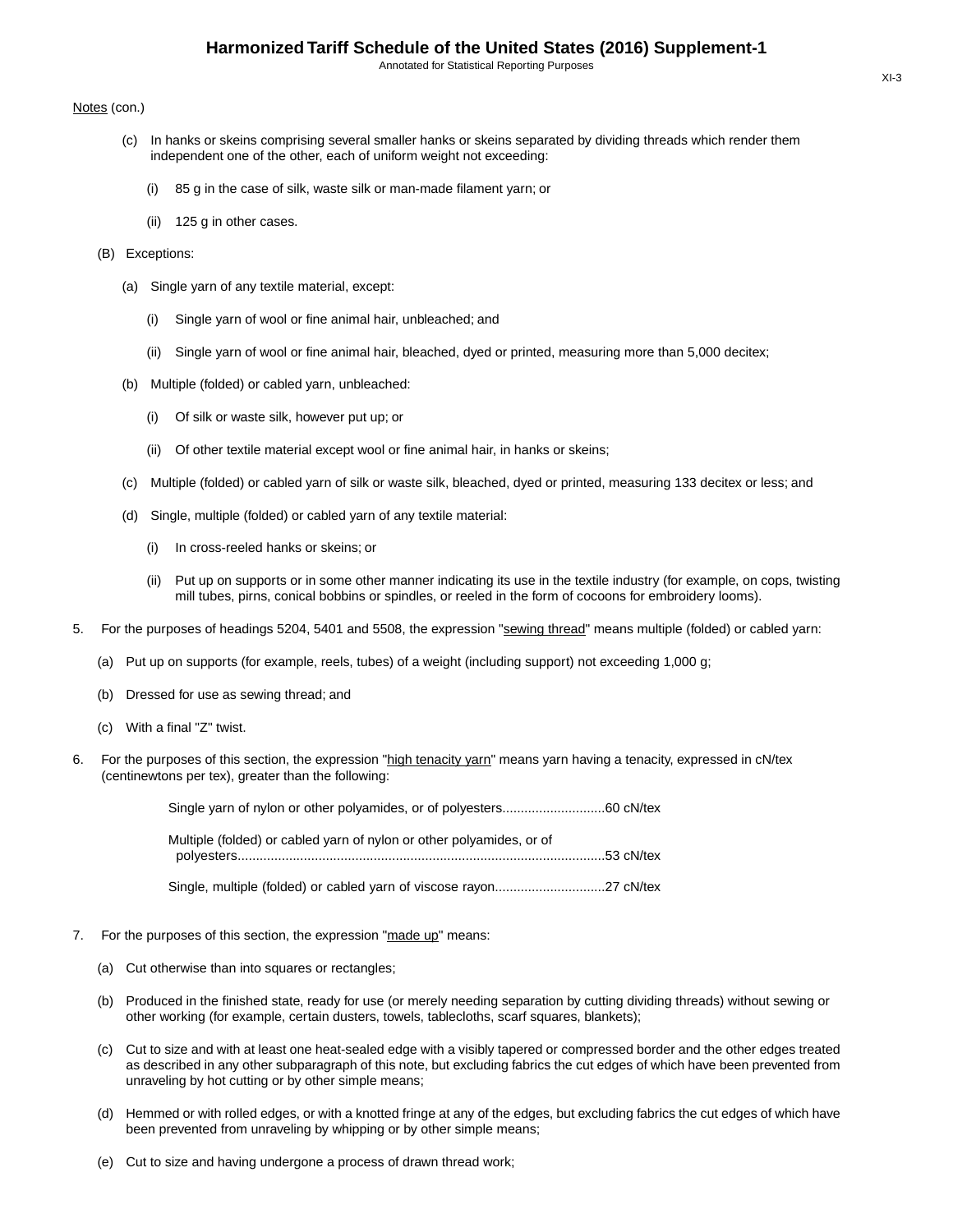Notes (con.)

(c) In hanks or skeins comprising several smaller hanks or skeins separated by dividing threads which render them independent one of the other, each of uniform weight not exceeding:

(i) 85 g in the case of silk, waste silk or man-made filament yarn; or

(ii) 125 g in other cases.

(B) Exceptions:

(a) Single yarn of any textile material, except:

(i) Single yarn of wool or fine animal hair, unbleached; and

(ii) Single yarn of wool or fine animal hair, bleached, dyed or printed, measuring more than 5,000 decitex;

(b) Multiple (folded) or cabled yarn, unbleached:

(i) Of silk or waste silk, however put up; or

(ii) Of other textile material except wool or fine animal hair, in hanks or skeins;

(c) Multiple (folded) or cabled yarn of silk or waste silk, bleached, dyed or printed, measuring 133 decitex or less; and

(d) Single, multiple (folded) or cabled yarn of any textile material:

(i) In cross-reeled hanks or skeins; or

(ii) Put up on supports or in some other manner indicating its use in the textile industry (for example, on cops, twisting mill tubes, pirns, conical bobbins or spindles, or reeled in the form of cocoons for embroidery looms).

5. For the purposes of headings 5204, 5401 and 5508, the expression "sewing thread" means multiple (folded) or cabled yarn:

(a) Put up on supports (for example, reels, tubes) of a weight (including support) not exceeding 1,000 g;

(b) Dressed for use as sewing thread; and

(c) With a final "Z" twist.

6. For the purposes of this section, the expression "high tenacity yarn" means yarn having a tenacity, expressed in cN/tex (centinewtons per tex), greater than the following:

Single yarn of nylon or other polyamides, or of polyesters............................60 cN/tex

Multiple (folded) or cabled yarn of nylon or other polyamides, or of polyesters....................................................................................................53 cN/tex

Single, multiple (folded) or cabled yarn of viscose rayon..............................27 cN/tex

7. For the purposes of this section, the expression "made up" means:

(a) Cut otherwise than into squares or rectangles;

(b) Produced in the finished state, ready for use (or merely needing separation by cutting dividing threads) without sewing or other working (for example, certain dusters, towels, tablecloths, scarf squares, blankets);

(c) Cut to size and with at least one heat-sealed edge with a visibly tapered or compressed border and the other edges treated as described in any other subparagraph of this note, but excluding fabrics the cut edges of which have been prevented from unraveling by hot cutting or by other simple means;

(d) Hemmed or with rolled edges, or with a knotted fringe at any of the edges, but excluding fabrics the cut edges of which have been prevented from unraveling by whipping or by other simple means;

(e) Cut to size and having undergone a process of drawn thread work;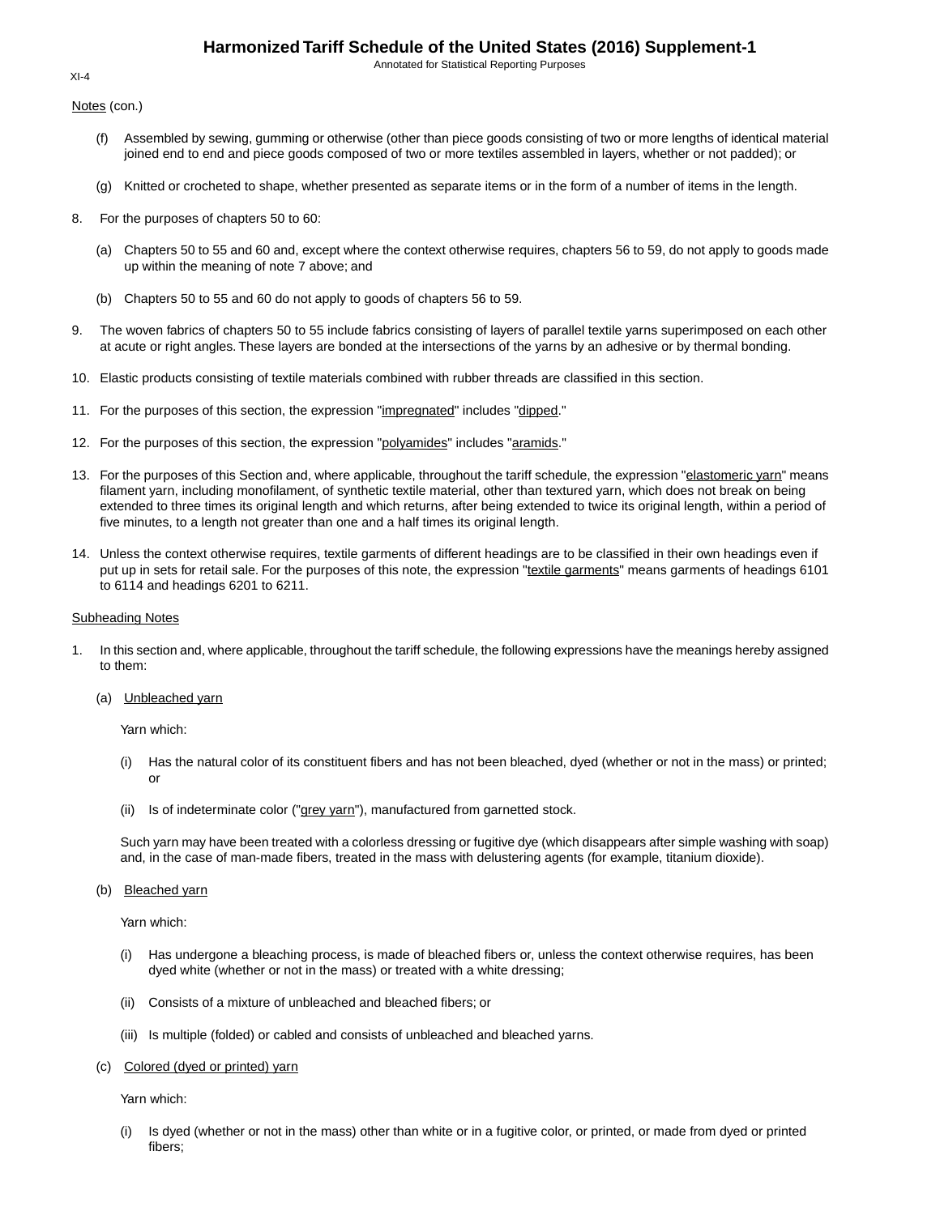Notes (con.)

(f) Assembled by sewing, gumming or otherwise (other than piece goods consisting of two or more lengths of identical material joined end to end and piece goods composed of two or more textiles assembled in layers, whether or not padded); or

(g) Knitted or crocheted to shape, whether presented as separate items or in the form of a number of items in the length.

8. For the purposes of chapters 50 to 60:

(a) Chapters 50 to 55 and 60 and, except where the context otherwise requires, chapters 56 to 59, do not apply to goods made up within the meaning of note 7 above; and

(b) Chapters 50 to 55 and 60 do not apply to goods of chapters 56 to 59.

9. The woven fabrics of chapters 50 to 55 include fabrics consisting of layers of parallel textile yarns superimposed on each other at acute or right angles. These layers are bonded at the intersections of the yarns by an adhesive or by thermal bonding.

10. Elastic products consisting of textile materials combined with rubber threads are classified in this section.

11. For the purposes of this section, the expression "impregnated" includes "dipped."

12. For the purposes of this section, the expression "polyamides" includes "aramids."

13. For the purposes of this Section and, where applicable, throughout the tariff schedule, the expression "elastomeric yarn" means filament yarn, including monofilament, of synthetic textile material, other than textured yarn, which does not break on being extended to three times its original length and which returns, after being extended to twice its original length, within a period of five minutes, to a length not greater than one and a half times its original length.

14. Unless the context otherwise requires, textile garments of different headings are to be classified in their own headings even if put up in sets for retail sale. For the purposes of this note, the expression "textile garments" means garments of headings 6101 to 6114 and headings 6201 to 6211.

Subheading Notes

1. In this section and, where applicable, throughout the tariff schedule, the following expressions have the meanings hereby assigned to them:

(a) Unbleached yarn

Yarn which:

(i) Has the natural color of its constituent fibers and has not been bleached, dyed (whether or not in the mass) or printed; or

(ii) Is of indeterminate color ("grey yarn"), manufactured from garnetted stock.

Such yarn may have been treated with a colorless dressing or fugitive dye (which disappears after simple washing with soap) and, in the case of man-made fibers, treated in the mass with delustering agents (for example, titanium dioxide).

(b) Bleached yarn

Yarn which:

(i) Has undergone a bleaching process, is made of bleached fibers or, unless the context otherwise requires, has been dyed white (whether or not in the mass) or treated with a white dressing;

(ii) Consists of a mixture of unbleached and bleached fibers; or

(iii) Is multiple (folded) or cabled and consists of unbleached and bleached yarns.

(c) Colored (dyed or printed) yarn

Yarn which:

(i) Is dyed (whether or not in the mass) other than white or in a fugitive color, or printed, or made from dyed or printed fibers;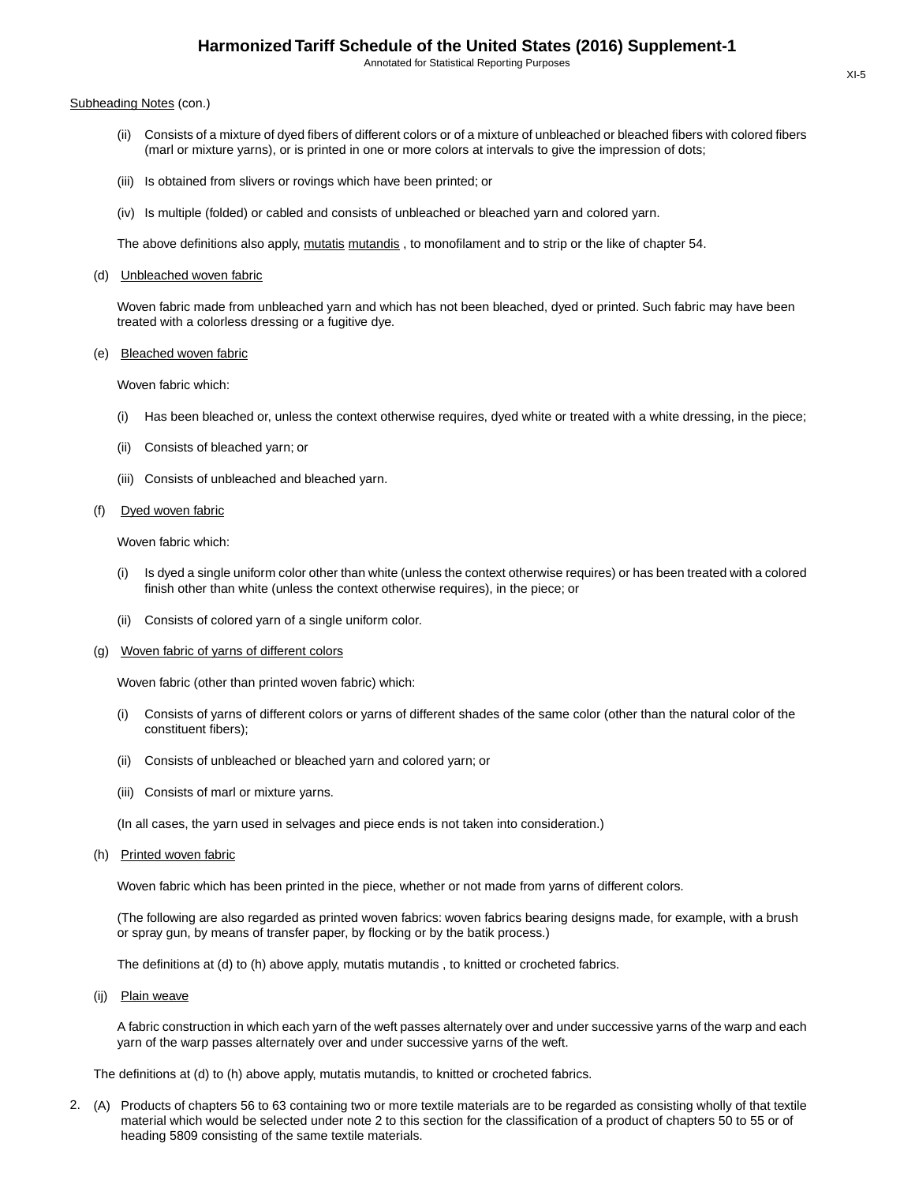Subheading Notes (con.)

(ii) Consists of a mixture of dyed fibers of different colors or of a mixture of unbleached or bleached fibers with colored fibers (marl or mixture yarns), or is printed in one or more colors at intervals to give the impression of dots;

(iii) Is obtained from slivers or rovings which have been printed; or

(iv) Is multiple (folded) or cabled and consists of unbleached or bleached yarn and colored yarn.

The above definitions also apply, mutatis mutandis , to monofilament and to strip or the like of chapter 54.

(d) Unbleached woven fabric

Woven fabric made from unbleached yarn and which has not been bleached, dyed or printed. Such fabric may have been treated with a colorless dressing or a fugitive dye.

(e) Bleached woven fabric

Woven fabric which:

(i) Has been bleached or, unless the context otherwise requires, dyed white or treated with a white dressing, in the piece;

(ii) Consists of bleached yarn; or

(iii) Consists of unbleached and bleached yarn.

(f) Dyed woven fabric

Woven fabric which:

(i) Is dyed a single uniform color other than white (unless the context otherwise requires) or has been treated with a colored finish other than white (unless the context otherwise requires), in the piece; or

(ii) Consists of colored yarn of a single uniform color.

(g) Woven fabric of yarns of different colors

Woven fabric (other than printed woven fabric) which:

(i) Consists of yarns of different colors or yarns of different shades of the same color (other than the natural color of the constituent fibers);

(ii) Consists of unbleached or bleached yarn and colored yarn; or

(iii) Consists of marl or mixture yarns.

(In all cases, the yarn used in selvages and piece ends is not taken into consideration.)

(h) Printed woven fabric

Woven fabric which has been printed in the piece, whether or not made from yarns of different colors.

(The following are also regarded as printed woven fabrics: woven fabrics bearing designs made, for example, with a brush or spray gun, by means of transfer paper, by flocking or by the batik process.)

The definitions at (d) to (h) above apply, mutatis mutandis , to knitted or crocheted fabrics.

(ij) Plain weave

A fabric construction in which each yarn of the weft passes alternately over and under successive yarns of the warp and each yarn of the warp passes alternately over and under successive yarns of the weft.

The definitions at (d) to (h) above apply, mutatis mutandis, to knitted or crocheted fabrics.

2. (A) Products of chapters 56 to 63 containing two or more textile materials are to be regarded as consisting wholly of that textile material which would be selected under note 2 to this section for the classification of a product of chapters 50 to 55 or of heading 5809 consisting of the same textile materials.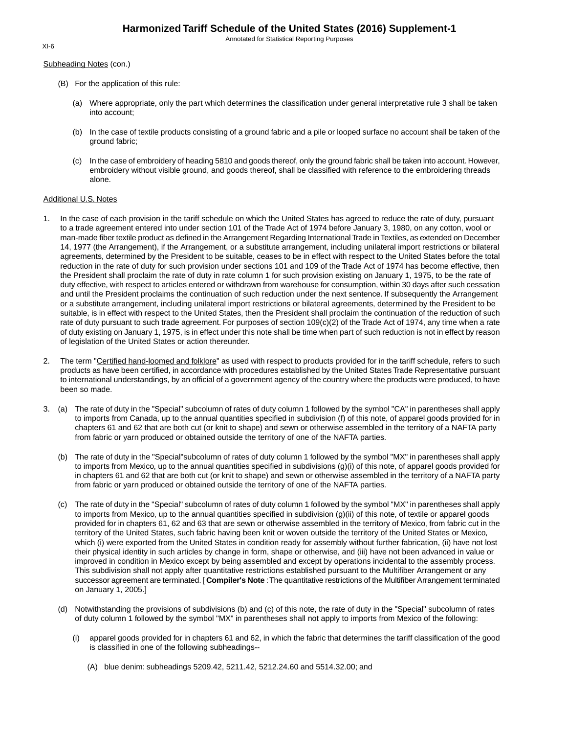Subheading Notes (con.)

(B) For the application of this rule:

(a) Where appropriate, only the part which determines the classification under general interpretative rule 3 shall be taken into account;

(b) In the case of textile products consisting of a ground fabric and a pile or looped surface no account shall be taken of the ground fabric;

(c) In the case of embroidery of heading 5810 and goods thereof, only the ground fabric shall be taken into account. However, embroidery without visible ground, and goods thereof, shall be classified with reference to the embroidering threads alone.

Additional U.S. Notes

1. In the case of each provision in the tariff schedule on which the United States has agreed to reduce the rate of duty, pursuant to a trade agreement entered into under section 101 of the Trade Act of 1974 before January 3, 1980, on any cotton, wool or man-made fiber textile product as defined in the Arrangement Regarding International Trade in Textiles, as extended on December 14, 1977 (the Arrangement), if the Arrangement, or a substitute arrangement, including unilateral import restrictions or bilateral agreements, determined by the President to be suitable, ceases to be in effect with respect to the United States before the total reduction in the rate of duty for such provision under sections 101 and 109 of the Trade Act of 1974 has become effective, then the President shall proclaim the rate of duty in rate column 1 for such provision existing on January 1, 1975, to be the rate of duty effective, with respect to articles entered or withdrawn from warehouse for consumption, within 30 days after such cessation and until the President proclaims the continuation of such reduction under the next sentence. If subsequently the Arrangement or a substitute arrangement, including unilateral import restrictions or bilateral agreements, determined by the President to be suitable, is in effect with respect to the United States, then the President shall proclaim the continuation of the reduction of such rate of duty pursuant to such trade agreement. For purposes of section 109(c)(2) of the Trade Act of 1974, any time when a rate of duty existing on January 1, 1975, is in effect under this note shall be time when part of such reduction is not in effect by reason of legislation of the United States or action thereunder.

2. The term "Certified hand-loomed and folklore" as used with respect to products provided for in the tariff schedule, refers to such products as have been certified, in accordance with procedures established by the United States Trade Representative pursuant to international understandings, by an official of a government agency of the country where the products were produced, to have been so made.

3. (a) The rate of duty in the "Special" subcolumn of rates of duty column 1 followed by the symbol "CA" in parentheses shall apply to imports from Canada, up to the annual quantities specified in subdivision (f) of this note, of apparel goods provided for in chapters 61 and 62 that are both cut (or knit to shape) and sewn or otherwise assembled in the territory of a NAFTA party from fabric or yarn produced or obtained outside the territory of one of the NAFTA parties.

(b) The rate of duty in the "Special"subcolumn of rates of duty column 1 followed by the symbol "MX" in parentheses shall apply to imports from Mexico, up to the annual quantities specified in subdivisions (g)(i) of this note, of apparel goods provided for in chapters 61 and 62 that are both cut (or knit to shape) and sewn or otherwise assembled in the territory of a NAFTA party from fabric or yarn produced or obtained outside the territory of one of the NAFTA parties.

(c) The rate of duty in the "Special" subcolumn of rates of duty column 1 followed by the symbol "MX" in parentheses shall apply to imports from Mexico, up to the annual quantities specified in subdivision (g)(ii) of this note, of textile or apparel goods provided for in chapters 61, 62 and 63 that are sewn or otherwise assembled in the territory of Mexico, from fabric cut in the territory of the United States, such fabric having been knit or woven outside the territory of the United States or Mexico, which (i) were exported from the United States in condition ready for assembly without further fabrication, (ii) have not lost their physical identity in such articles by change in form, shape or otherwise, and (iii) have not been advanced in value or improved in condition in Mexico except by being assembled and except by operations incidental to the assembly process. This subdivision shall not apply after quantitative restrictions established pursuant to the Multifiber Arrangement or any successor agreement are terminated. [ **Compiler's Note** : The quantitative restrictions of the Multifiber Arrangement terminated on January 1, 2005.]

(d) Notwithstanding the provisions of subdivisions (b) and (c) of this note, the rate of duty in the "Special" subcolumn of rates of duty column 1 followed by the symbol "MX" in parentheses shall not apply to imports from Mexico of the following:

(i) apparel goods provided for in chapters 61 and 62, in which the fabric that determines the tariff classification of the good is classified in one of the following subheadings--

(A) blue denim: subheadings 5209.42, 5211.42, 5212.24.60 and 5514.32.00; and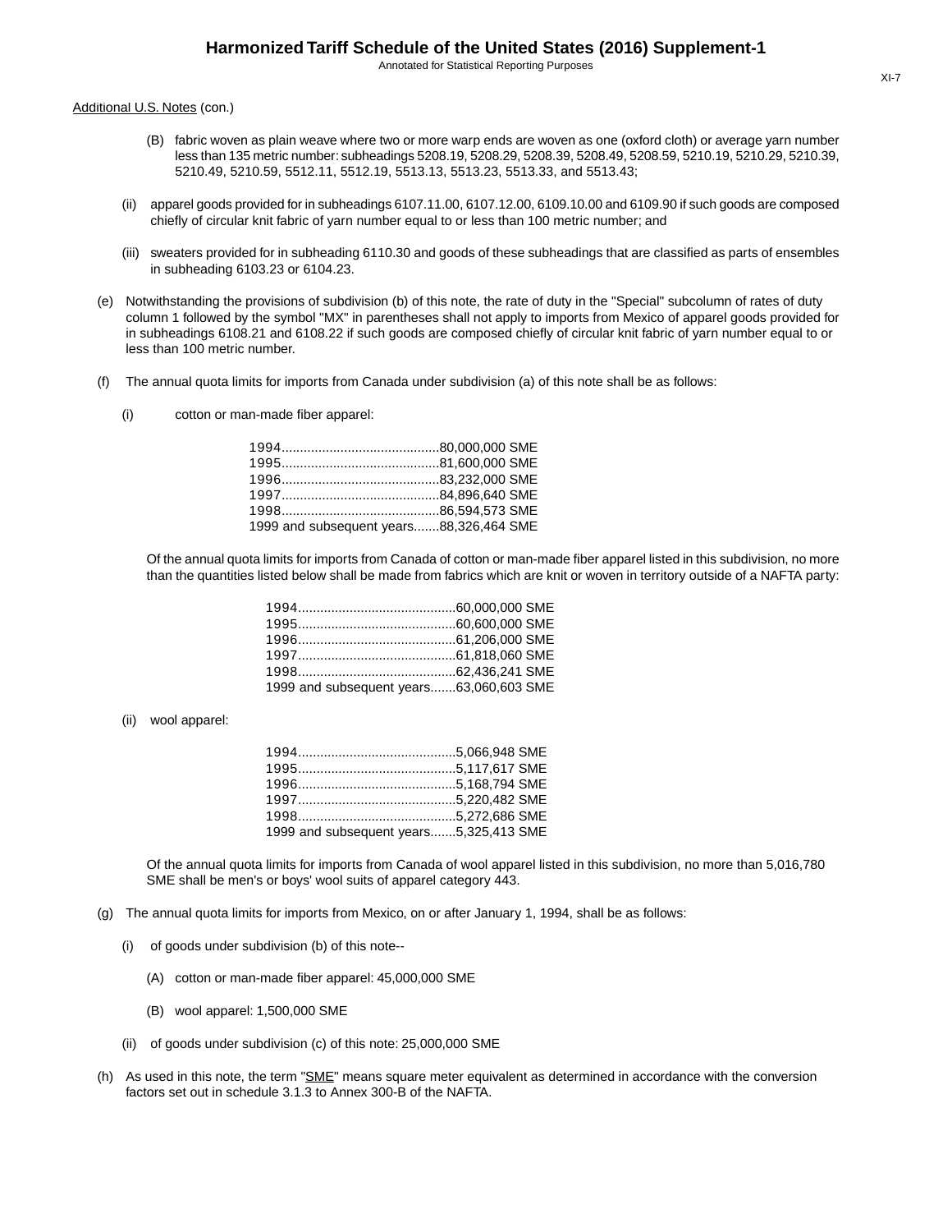Additional U.S. Notes (con.)

(B) fabric woven as plain weave where two or more warp ends are woven as one (oxford cloth) or average yarn number less than 135 metric number: subheadings 5208.19, 5208.29, 5208.39, 5208.49, 5208.59, 5210.19, 5210.29, 5210.39, 5210.49, 5210.59, 5512.11, 5512.19, 5513.13, 5513.23, 5513.33, and 5513.43;

(ii) apparel goods provided for in subheadings 6107.11.00, 6107.12.00, 6109.10.00 and 6109.90 if such goods are composed chiefly of circular knit fabric of yarn number equal to or less than 100 metric number; and

(iii) sweaters provided for in subheading 6110.30 and goods of these subheadings that are classified as parts of ensembles in subheading 6103.23 or 6104.23.

(e) Notwithstanding the provisions of subdivision (b) of this note, the rate of duty in the "Special" subcolumn of rates of duty column 1 followed by the symbol "MX" in parentheses shall not apply to imports from Mexico of apparel goods provided for in subheadings 6108.21 and 6108.22 if such goods are composed chiefly of circular knit fabric of yarn number equal to or less than 100 metric number.

(f) The annual quota limits for imports from Canada under subdivision (a) of this note shall be as follows:

(i) cotton or man-made fiber apparel:

| | |
|---|---|
| 1994 | 80,000,000 SME |
| 1995 | 81,600,000 SME |
| 1996 | 83,232,000 SME |
| 1997 | 84,896,640 SME |
| 1998 | 86,594,573 SME |
| 1999 and subsequent years | 88,326,464 SME |

Of the annual quota limits for imports from Canada of cotton or man-made fiber apparel listed in this subdivision, no more than the quantities listed below shall be made from fabrics which are knit or woven in territory outside of a NAFTA party:

| | |
|---|---|
| 1994 | 60,000,000 SME |
| 1995 | 60,600,000 SME |
| 1996 | 61,206,000 SME |
| 1997 | 61,818,060 SME |
| 1998 | 62,436,241 SME |
| 1999 and subsequent years | 63,060,603 SME |

(ii) wool apparel:

| | |
|---|---|
| 1994 | 5,066,948 SME |
| 1995 | 5,117,617 SME |
| 1996 | 5,168,794 SME |
| 1997 | 5,220,482 SME |
| 1998 | 5,272,686 SME |
| 1999 and subsequent years | 5,325,413 SME |

Of the annual quota limits for imports from Canada of wool apparel listed in this subdivision, no more than 5,016,780 SME shall be men's or boys' wool suits of apparel category 443.

(g) The annual quota limits for imports from Mexico, on or after January 1, 1994, shall be as follows:

(i) of goods under subdivision (b) of this note--

(A) cotton or man-made fiber apparel: 45,000,000 SME

(B) wool apparel: 1,500,000 SME

(ii) of goods under subdivision (c) of this note: 25,000,000 SME

(h) As used in this note, the term "SME" means square meter equivalent as determined in accordance with the conversion factors set out in schedule 3.1.3 to Annex 300-B of the NAFTA.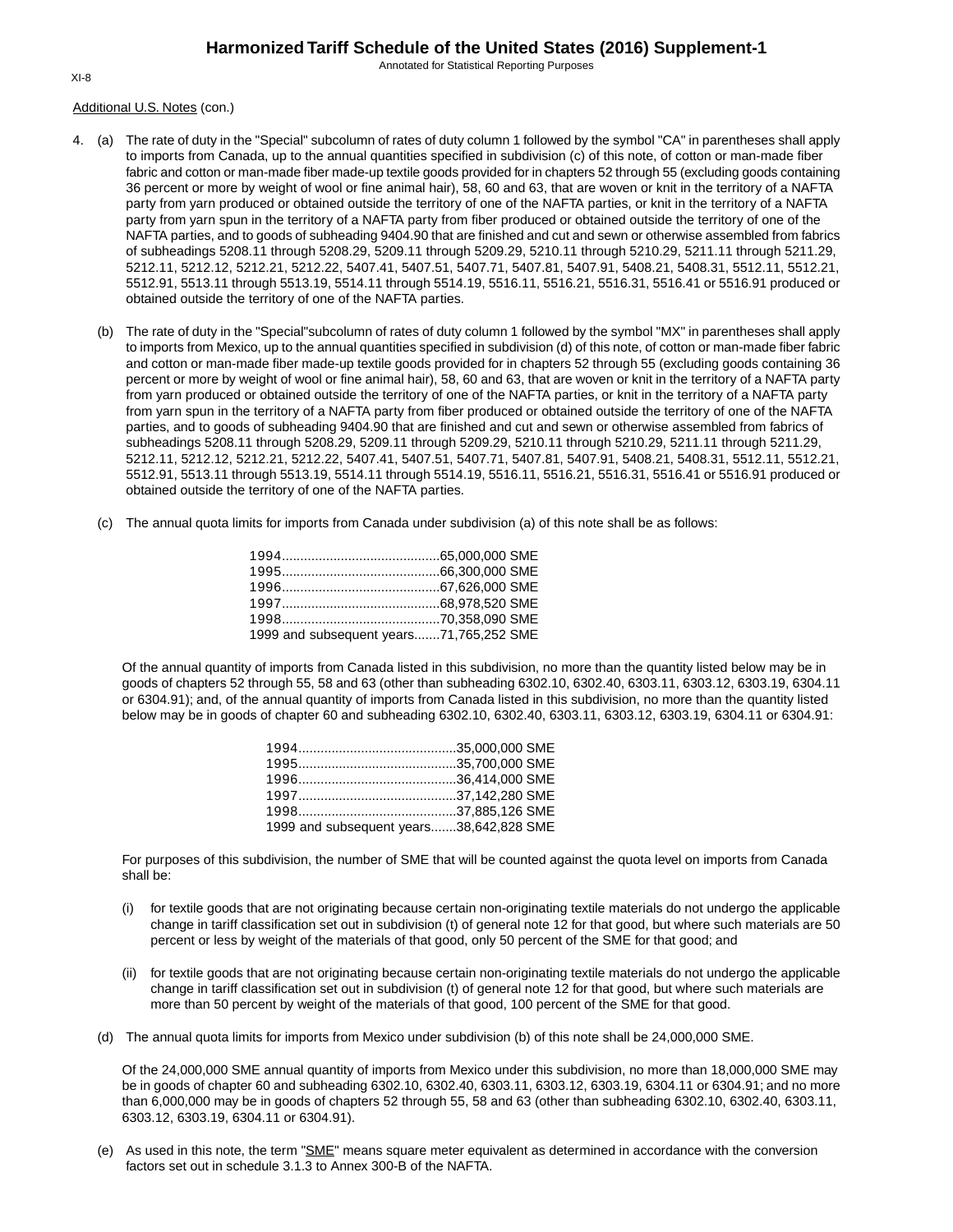Additional U.S. Notes (con.)

4. (a) The rate of duty in the "Special" subcolumn of rates of duty column 1 followed by the symbol "CA" in parentheses shall apply to imports from Canada, up to the annual quantities specified in subdivision (c) of this note, of cotton or man-made fiber fabric and cotton or man-made fiber made-up textile goods provided for in chapters 52 through 55 (excluding goods containing 36 percent or more by weight of wool or fine animal hair), 58, 60 and 63, that are woven or knit in the territory of a NAFTA party from yarn produced or obtained outside the territory of one of the NAFTA parties, or knit in the territory of a NAFTA party from yarn spun in the territory of a NAFTA party from fiber produced or obtained outside the territory of one of the NAFTA parties, and to goods of subheading 9404.90 that are finished and cut and sewn or otherwise assembled from fabrics of subheadings 5208.11 through 5208.29, 5209.11 through 5209.29, 5210.11 through 5210.29, 5211.11 through 5211.29, 5212.11, 5212.12, 5212.21, 5212.22, 5407.41, 5407.51, 5407.71, 5407.81, 5407.91, 5408.21, 5408.31, 5512.11, 5512.21, 5512.91, 5513.11 through 5513.19, 5514.11 through 5514.19, 5516.11, 5516.21, 5516.31, 5516.41 or 5516.91 produced or obtained outside the territory of one of the NAFTA parties.

   (b) The rate of duty in the "Special"subcolumn of rates of duty column 1 followed by the symbol "MX" in parentheses shall apply to imports from Mexico, up to the annual quantities specified in subdivision (d) of this note, of cotton or man-made fiber fabric and cotton or man-made fiber made-up textile goods provided for in chapters 52 through 55 (excluding goods containing 36 percent or more by weight of wool or fine animal hair), 58, 60 and 63, that are woven or knit in the territory of a NAFTA party from yarn produced or obtained outside the territory of one of the NAFTA parties, or knit in the territory of a NAFTA party from yarn spun in the territory of a NAFTA party from fiber produced or obtained outside the territory of one of the NAFTA parties, and to goods of subheading 9404.90 that are finished and cut and sewn or otherwise assembled from fabrics of subheadings 5208.11 through 5208.29, 5209.11 through 5209.29, 5210.11 through 5210.29, 5211.11 through 5211.29, 5212.11, 5212.12, 5212.21, 5212.22, 5407.41, 5407.51, 5407.71, 5407.81, 5407.91, 5408.21, 5408.31, 5512.11, 5512.21, 5512.91, 5513.11 through 5513.19, 5514.11 through 5514.19, 5516.11, 5516.21, 5516.31, 5516.41 or 5516.91 produced or obtained outside the territory of one of the NAFTA parties.

   (c) The annual quota limits for imports from Canada under subdivision (a) of this note shall be as follows:

| Year | Quantity |
|---|---|
| 1994 | 65,000,000 SME |
| 1995 | 66,300,000 SME |
| 1996 | 67,626,000 SME |
| 1997 | 68,978,520 SME |
| 1998 | 70,358,090 SME |
| 1999 and subsequent years | 71,765,252 SME |

   Of the annual quantity of imports from Canada listed in this subdivision, no more than the quantity listed below may be in goods of chapters 52 through 55, 58 and 63 (other than subheading 6302.10, 6302.40, 6303.11, 6303.12, 6303.19, 6304.11 or 6304.91); and, of the annual quantity of imports from Canada listed in this subdivision, no more than the quantity listed below may be in goods of chapter 60 and subheading 6302.10, 6302.40, 6303.11, 6303.12, 6303.19, 6304.11 or 6304.91:

| Year | Quantity |
|---|---|
| 1994 | 35,000,000 SME |
| 1995 | 35,700,000 SME |
| 1996 | 36,414,000 SME |
| 1997 | 37,142,280 SME |
| 1998 | 37,885,126 SME |
| 1999 and subsequent years | 38,642,828 SME |

   For purposes of this subdivision, the number of SME that will be counted against the quota level on imports from Canada shall be:

   (i) for textile goods that are not originating because certain non-originating textile materials do not undergo the applicable change in tariff classification set out in subdivision (t) of general note 12 for that good, but where such materials are 50 percent or less by weight of the materials of that good, only 50 percent of the SME for that good; and

   (ii) for textile goods that are not originating because certain non-originating textile materials do not undergo the applicable change in tariff classification set out in subdivision (t) of general note 12 for that good, but where such materials are more than 50 percent by weight of the materials of that good, 100 percent of the SME for that good.

   (d) The annual quota limits for imports from Mexico under subdivision (b) of this note shall be 24,000,000 SME.

   Of the 24,000,000 SME annual quantity of imports from Mexico under this subdivision, no more than 18,000,000 SME may be in goods of chapter 60 and subheading 6302.10, 6302.40, 6303.11, 6303.12, 6303.19, 6304.11 or 6304.91; and no more than 6,000,000 may be in goods of chapters 52 through 55, 58 and 63 (other than subheading 6302.10, 6302.40, 6303.11, 6303.12, 6303.19, 6304.11 or 6304.91).

   (e) As used in this note, the term "SME" means square meter equivalent as determined in accordance with the conversion factors set out in schedule 3.1.3 to Annex 300-B of the NAFTA.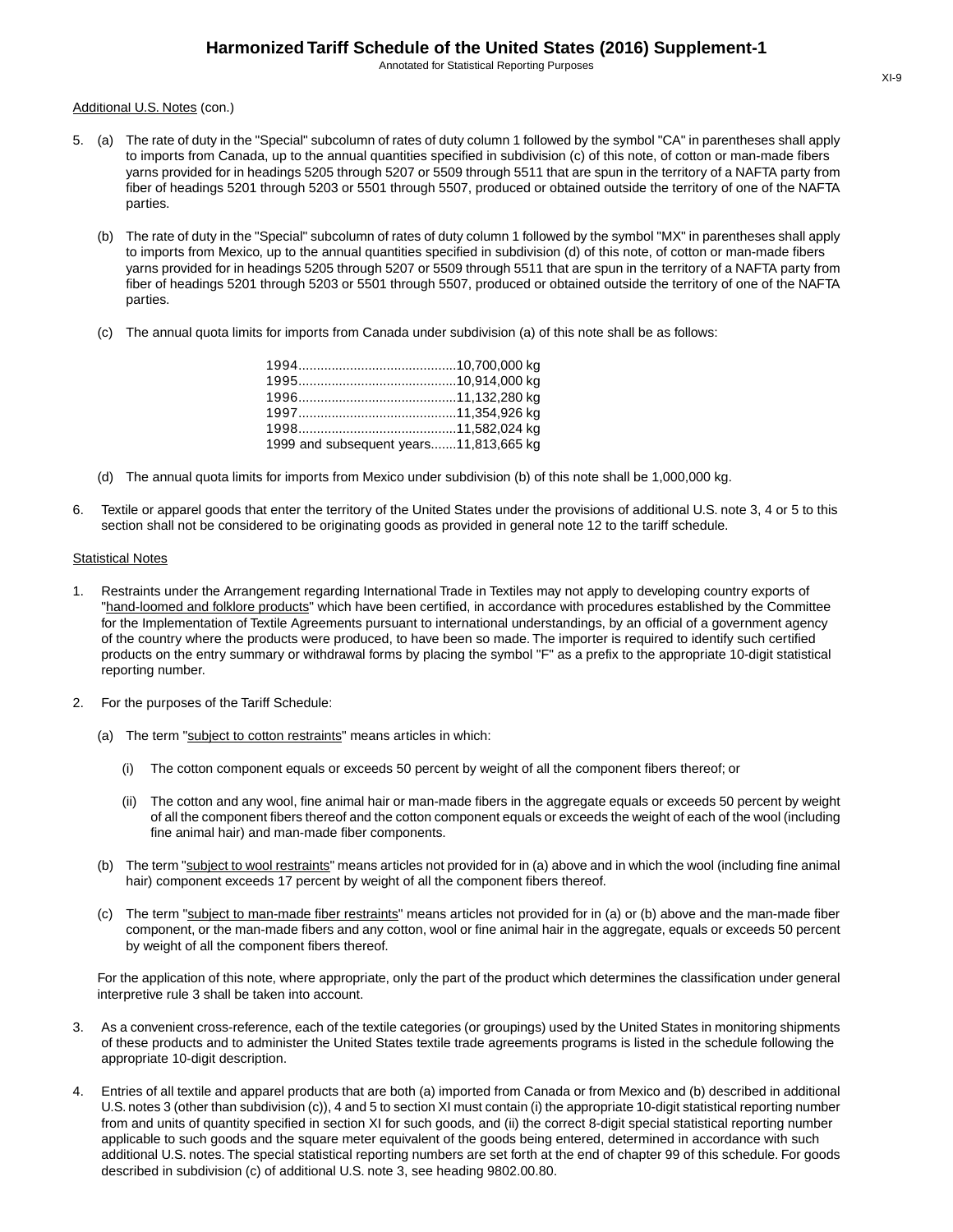Additional U.S. Notes (con.)

5. (a) The rate of duty in the "Special" subcolumn of rates of duty column 1 followed by the symbol "CA" in parentheses shall apply to imports from Canada, up to the annual quantities specified in subdivision (c) of this note, of cotton or man-made fibers yarns provided for in headings 5205 through 5207 or 5509 through 5511 that are spun in the territory of a NAFTA party from fiber of headings 5201 through 5203 or 5501 through 5507, produced or obtained outside the territory of one of the NAFTA parties.

   (b) The rate of duty in the "Special" subcolumn of rates of duty column 1 followed by the symbol "MX" in parentheses shall apply to imports from Mexico, up to the annual quantities specified in subdivision (d) of this note, of cotton or man-made fibers yarns provided for in headings 5205 through 5207 or 5509 through 5511 that are spun in the territory of a NAFTA party from fiber of headings 5201 through 5203 or 5501 through 5507, produced or obtained outside the territory of one of the NAFTA parties.

   (c) The annual quota limits for imports from Canada under subdivision (a) of this note shall be as follows:

| Year | Quota |
|---|---|
| 1994 | 10,700,000 kg |
| 1995 | 10,914,000 kg |
| 1996 | 11,132,280 kg |
| 1997 | 11,354,926 kg |
| 1998 | 11,582,024 kg |
| 1999 and subsequent years | 11,813,665 kg |

   (d) The annual quota limits for imports from Mexico under subdivision (b) of this note shall be 1,000,000 kg.

6. Textile or apparel goods that enter the territory of the United States under the provisions of additional U.S. note 3, 4 or 5 to this section shall not be considered to be originating goods as provided in general note 12 to the tariff schedule.

Statistical Notes

1. Restraints under the Arrangement regarding International Trade in Textiles may not apply to developing country exports of "hand-loomed and folklore products" which have been certified, in accordance with procedures established by the Committee for the Implementation of Textile Agreements pursuant to international understandings, by an official of a government agency of the country where the products were produced, to have been so made. The importer is required to identify such certified products on the entry summary or withdrawal forms by placing the symbol "F" as a prefix to the appropriate 10-digit statistical reporting number.

2. For the purposes of the Tariff Schedule:

   (a) The term "subject to cotton restraints" means articles in which:

      (i) The cotton component equals or exceeds 50 percent by weight of all the component fibers thereof; or

      (ii) The cotton and any wool, fine animal hair or man-made fibers in the aggregate equals or exceeds 50 percent by weight of all the component fibers thereof and the cotton component equals or exceeds the weight of each of the wool (including fine animal hair) and man-made fiber components.

   (b) The term "subject to wool restraints" means articles not provided for in (a) above and in which the wool (including fine animal hair) component exceeds 17 percent by weight of all the component fibers thereof.

   (c) The term "subject to man-made fiber restraints" means articles not provided for in (a) or (b) above and the man-made fiber component, or the man-made fibers and any cotton, wool or fine animal hair in the aggregate, equals or exceeds 50 percent by weight of all the component fibers thereof.

   For the application of this note, where appropriate, only the part of the product which determines the classification under general interpretive rule 3 shall be taken into account.

3. As a convenient cross-reference, each of the textile categories (or groupings) used by the United States in monitoring shipments of these products and to administer the United States textile trade agreements programs is listed in the schedule following the appropriate 10-digit description.

4. Entries of all textile and apparel products that are both (a) imported from Canada or from Mexico and (b) described in additional U.S. notes 3 (other than subdivision (c)), 4 and 5 to section XI must contain (i) the appropriate 10-digit statistical reporting number from and units of quantity specified in section XI for such goods, and (ii) the correct 8-digit special statistical reporting number applicable to such goods and the square meter equivalent of the goods being entered, determined in accordance with such additional U.S. notes. The special statistical reporting numbers are set forth at the end of chapter 99 of this schedule. For goods described in subdivision (c) of additional U.S. note 3, see heading 9802.00.80.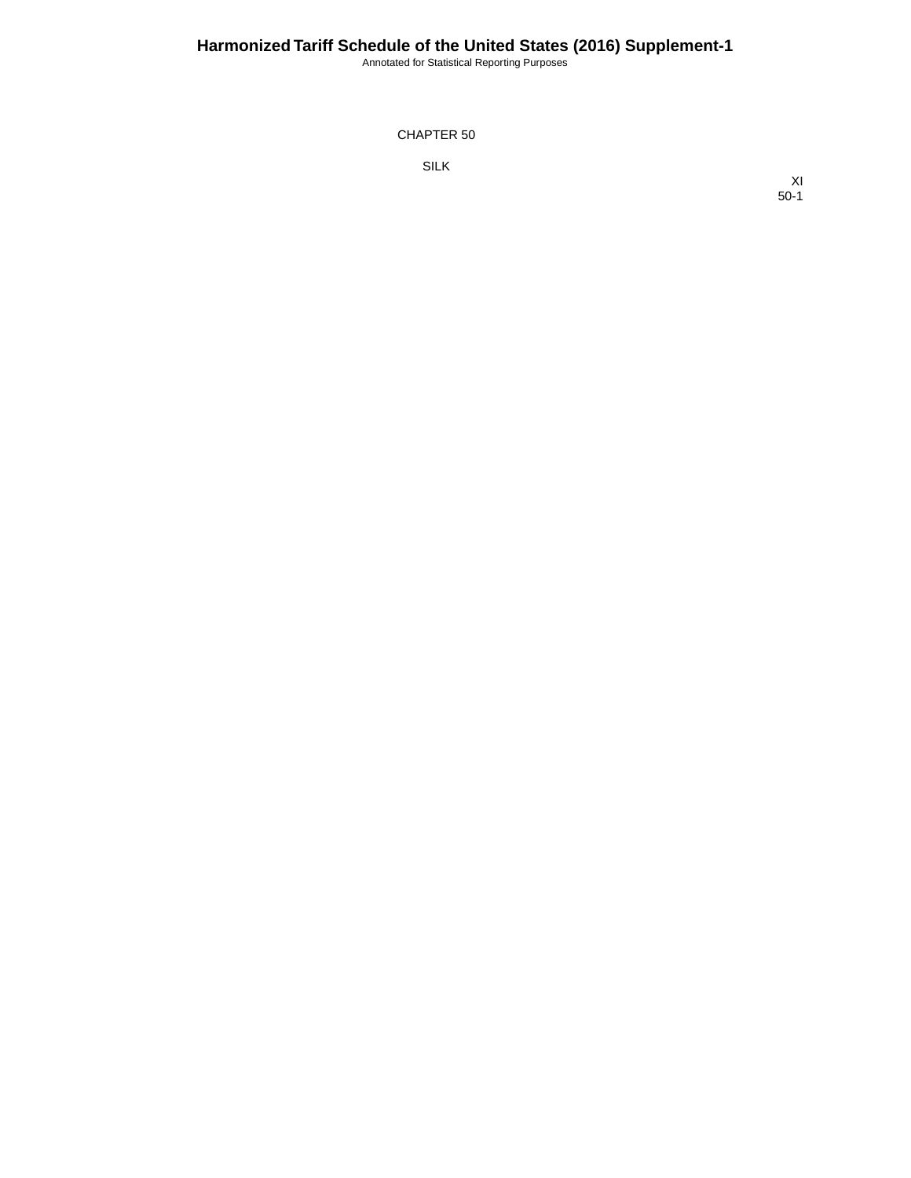# CHAPTER 50

## SILK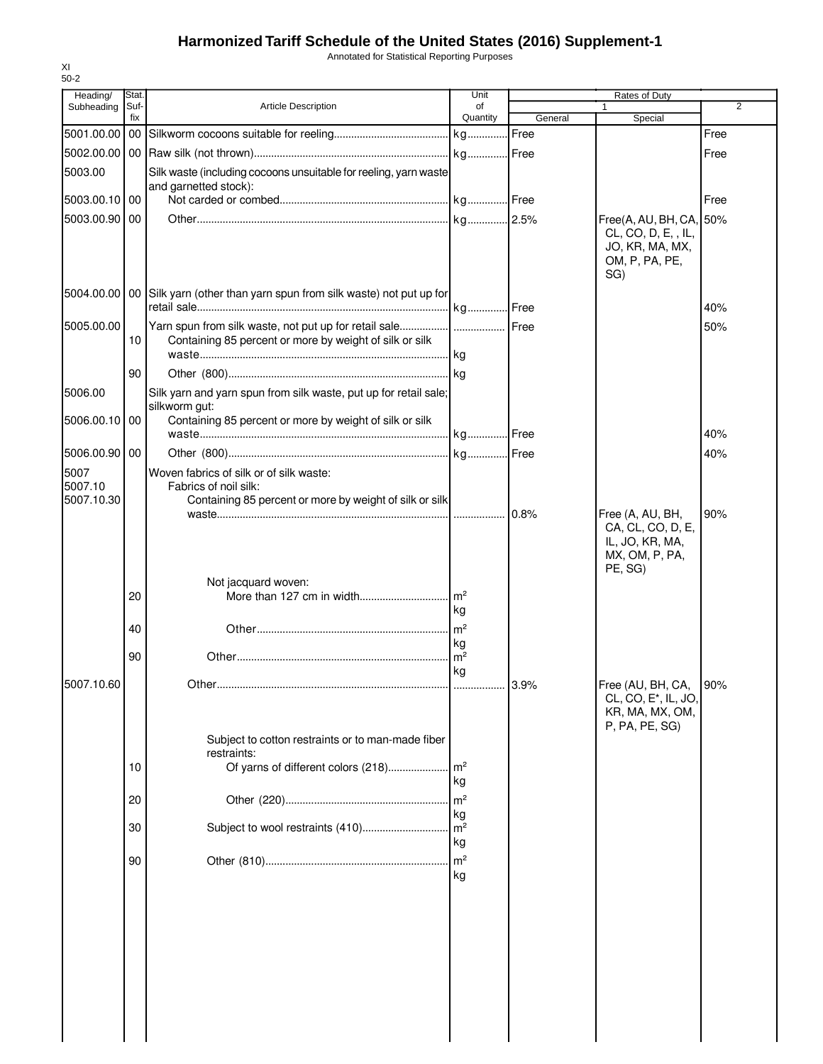# Harmonized Tariff Schedule of the United States (2016) Supplement-1

Annotated for Statistical Reporting Purposes

XI
50-2

| Heading/ Subheading | Stat. Suf- fix | Article Description | Unit of Quantity | Rates of Duty 1 General | Special | 2 |
|---|---|---|---|---|---|---|
| 5001.00.00 | 00 | Silkworm cocoons suitable for reeling | kg | Free | | Free |
| 5002.00.00 | 00 | Raw silk (not thrown) | kg | Free | | Free |
| 5003.00 | | Silk waste (including cocoons unsuitable for reeling, yarn waste and garnetted stock): | | | | |
| 5003.00.10 | 00 | Not carded or combed | kg | Free | | Free |
| 5003.00.90 | 00 | Other | kg | 2.5% | Free(A, AU, BH, CA, CL, CO, D, E, , IL, JO, KR, MA, MX, OM, P, PA, PE, SG) | 50% |
| 5004.00.00 | 00 | Silk yarn (other than yarn spun from silk waste) not put up for retail sale | kg | Free | | 40% |
| 5005.00.00 | | Yarn spun from silk waste, not put up for retail sale | | Free | | 50% |
| | 10 | Containing 85 percent or more by weight of silk or silk waste | kg | | | |
| | 90 | Other (800) | kg | | | |
| 5006.00 | | Silk yarn and yarn spun from silk waste, put up for retail sale; silkworm gut: | | | | |
| 5006.00.10 | 00 | Containing 85 percent or more by weight of silk or silk waste | kg | Free | | 40% |
| 5006.00.90 | 00 | Other (800) | kg | Free | | 40% |
| 5007 | | Woven fabrics of silk or of silk waste: | | | | |
| 5007.10 | | Fabrics of noil silk: | | | | |
| 5007.10.30 | | Containing 85 percent or more by weight of silk or silk waste | | 0.8% | Free (A, AU, BH, CA, CL, CO, D, E, IL, JO, KR, MA, MX, OM, P, PA, PE, SG) | 90% |
| | | Not jacquard woven: | | | | |
| | 20 | More than 127 cm in width | m² kg | | | |
| | 40 | Other | m² kg | | | |
| | 90 | Other | m² kg | | | |
| 5007.10.60 | | Other | | 3.9% | Free (AU, BH, CA, CL, CO, E*, IL, JO, KR, MA, MX, OM, P, PA, PE, SG) | 90% |
| | | Subject to cotton restraints or to man-made fiber restraints: | | | | |
| | 10 | Of yarns of different colors (218) | m² kg | | | |
| | 20 | Other (220) | m² kg | | | |
| | 30 | Subject to wool restraints (410) | m² kg | | | |
| | 90 | Other (810) | m² kg | | | |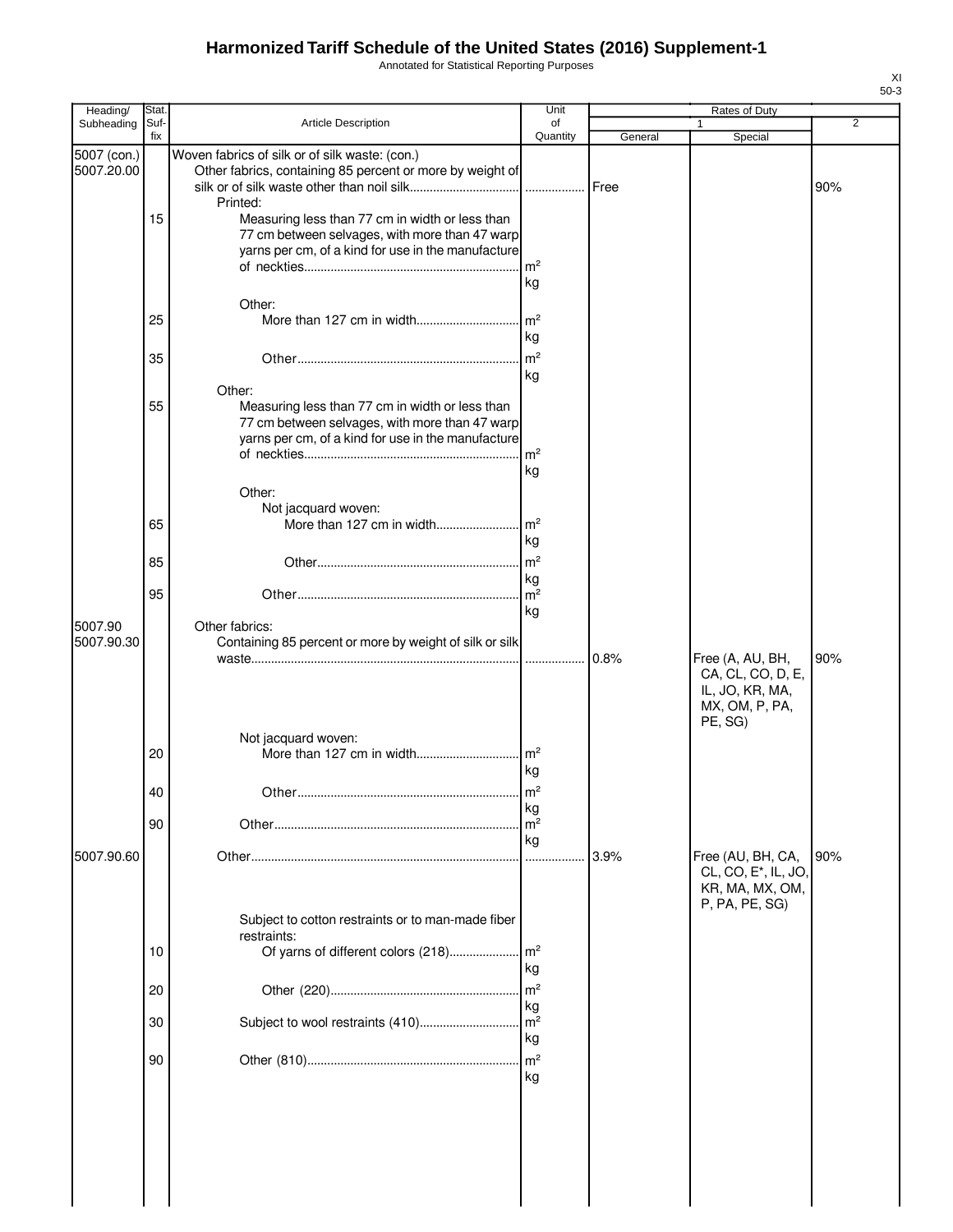# Harmonized Tariff Schedule of the United States (2016) Supplement-1

Annotated for Statistical Reporting Purposes

XI
50-3

| Heading/ Subheading | Stat. Suf- fix | Article Description | Unit of Quantity | Rates of Duty 1 General | Special | 2 |
|---|---|---|---|---|---|---|
| 5007 (con.) | | Woven fabrics of silk or of silk waste: (con.) | | | | |
| 5007.20.00 | | Other fabrics, containing 85 percent or more by weight of silk or of silk waste other than noil silk | | Free | | 90% |
| | | Printed: | | | | |
| | 15 | Measuring less than 77 cm in width or less than 77 cm between selvages, with more than 47 warp yarns per cm, of a kind for use in the manufacture of neckties | m² kg | | | |
| | | Other: | | | | |
| | 25 | More than 127 cm in width | m² kg | | | |
| | 35 | Other | m² kg | | | |
| | | Other: | | | | |
| | 55 | Measuring less than 77 cm in width or less than 77 cm between selvages, with more than 47 warp yarns per cm, of a kind for use in the manufacture of neckties | m² kg | | | |
| | | Other: | | | | |
| | | Not jacquard woven: | | | | |
| | 65 | More than 127 cm in width | m² kg | | | |
| | 85 | Other | m² kg | | | |
| | 95 | Other | m² kg | | | |
| 5007.90 | | Other fabrics: | | | | |
| 5007.90.30 | | Containing 85 percent or more by weight of silk or silk waste | | 0.8% | Free (A, AU, BH, CA, CL, CO, D, E, IL, JO, KR, MA, MX, OM, P, PA, PE, SG) | 90% |
| | | Not jacquard woven: | | | | |
| | 20 | More than 127 cm in width | m² kg | | | |
| | 40 | Other | m² kg | | | |
| | 90 | Other | m² kg | | | |
| 5007.90.60 | | Other | | 3.9% | Free (AU, BH, CA, CL, CO, E*, IL, JO, KR, MA, MX, OM, P, PA, PE, SG) | 90% |
| | | Subject to cotton restraints or to man-made fiber restraints: | | | | |
| | 10 | Of yarns of different colors (218) | m² kg | | | |
| | 20 | Other (220) | m² kg | | | |
| | 30 | Subject to wool restraints (410) | m² kg | | | |
| | 90 | Other (810) | m² kg | | | |